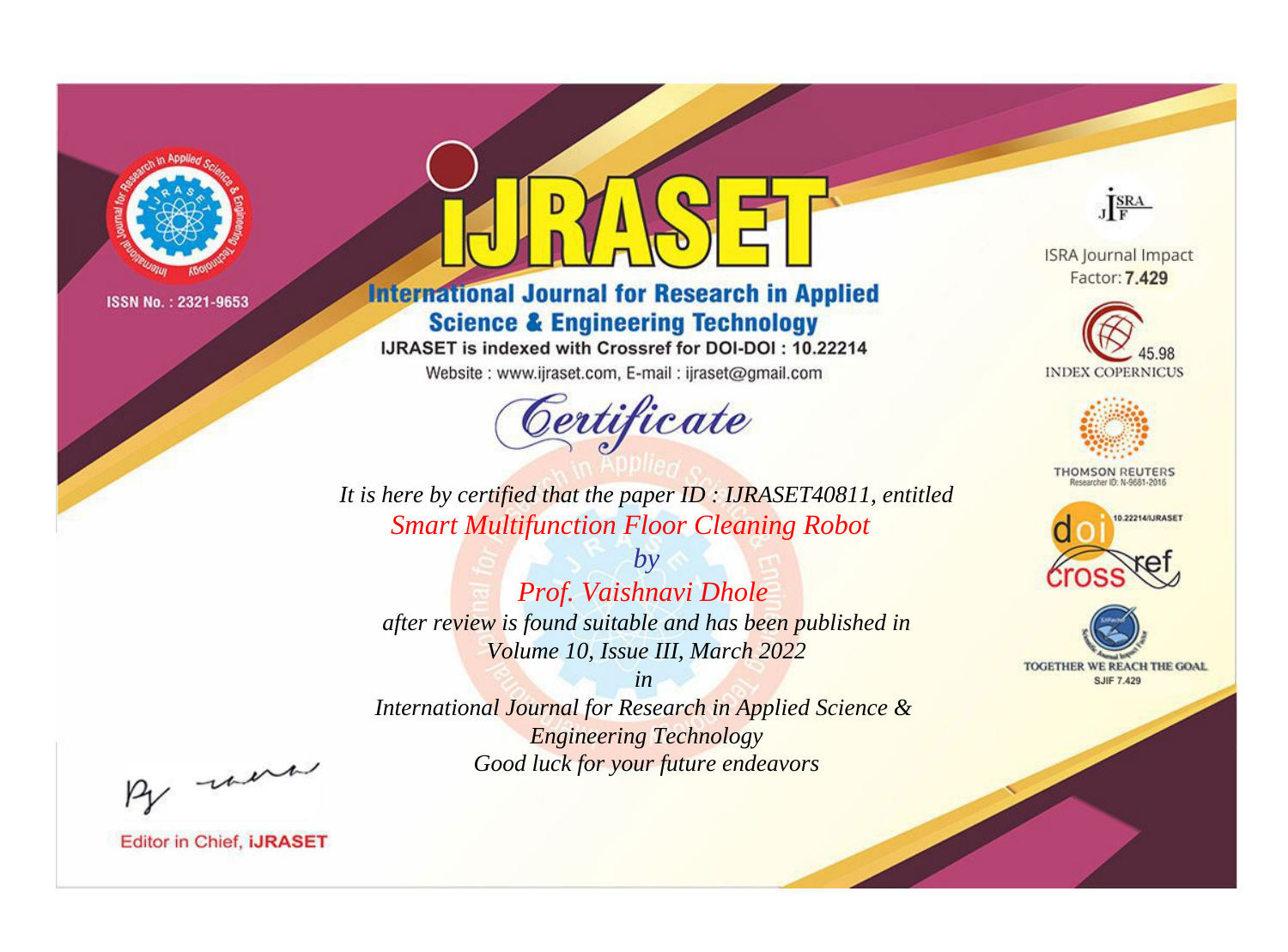ISSN No. : 2321-9653

# IJRASET

## International Journal for Research in Applied Science & Engineering Technology

IJRASET is indexed with Crossref for DOI-DOI : 10.22214

Website : www.ijraset.com, E-mail : ijraset@gmail.com

ISRA Journal Impact Factor: **7.429**

45.98 INDEX COPERNICUS

THOMSON REUTERS Researcher ID: N-9681-2016

10.22214/IJRASET

TOGETHER WE REACH THE GOAL SJIF 7.429

# *Certificate*

*It is here by certified that the paper ID : IJRASET40811, entitled*

*Smart Multifunction Floor Cleaning Robot*

*by*

*Prof. Vaishnavi Dhole*

*after review is found suitable and has been published in*

*Volume 10, Issue III, March 2022*

*in*

*International Journal for Research in Applied Science & Engineering Technology*

*Good luck for your future endeavors*

Editor in Chief, **IJRASET**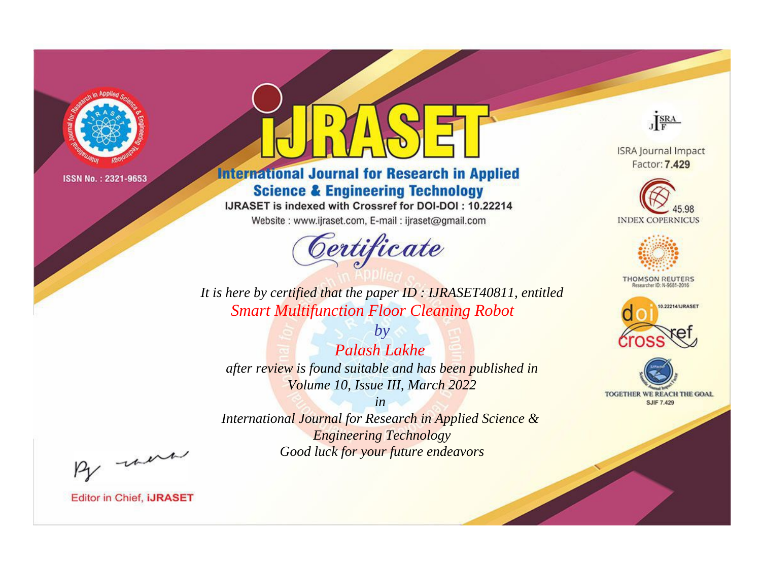ISSN No. : 2321-9653

# iJRASET

## International Journal for Research in Applied Science & Engineering Technology

IJRASET is indexed with Crossref for DOI-DOI : 10.22214

Website : www.ijraset.com, E-mail : ijraset@gmail.com

## Certificate

*It is here by certified that the paper ID : IJRASET40811, entitled*

*Smart Multifunction Floor Cleaning Robot*

*by*

*Palash Lakhe*

*after review is found suitable and has been published in*

*Volume 10, Issue III, March 2022*

*in*

*International Journal for Research in Applied Science & Engineering Technology*

*Good luck for your future endeavors*

Editor in Chief, iJRASET

ISRA Journal Impact Factor: **7.429**

45.98 INDEX COPERNICUS

THOMSON REUTERS Researcher ID: N-9681-2016

10.22214/IJRASET

TOGETHER WE REACH THE GOAL SJIF 7.429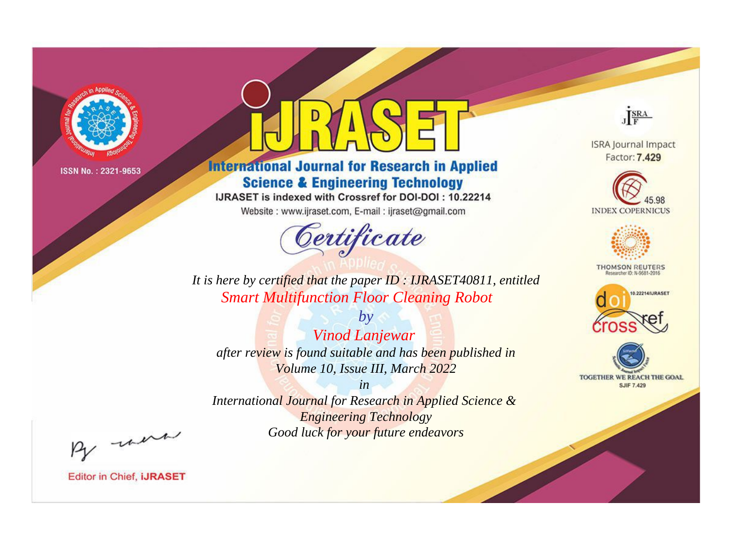ISSN No. : 2321-9653

# iJRASET

## International Journal for Research in Applied Science & Engineering Technology

IJRASET is indexed with Crossref for DOI-DOI : 10.22214

Website : www.ijraset.com, E-mail : ijraset@gmail.com

ISRA Journal Impact Factor: **7.429**

45.98 INDEX COPERNICUS

THOMSON REUTERS Researcher ID: N-9681-2016

10.22214/IJRASET

TOGETHER WE REACH THE GOAL SJIF 7.429

*Certificate*

*It is here by certified that the paper ID : IJRASET40811, entitled*

*Smart Multifunction Floor Cleaning Robot*

*by*

*Vinod Lanjewar*

*after review is found suitable and has been published in*

*Volume 10, Issue III, March 2022*

*in*

*International Journal for Research in Applied Science & Engineering Technology*

*Good luck for your future endeavors*

Editor in Chief, iJRASET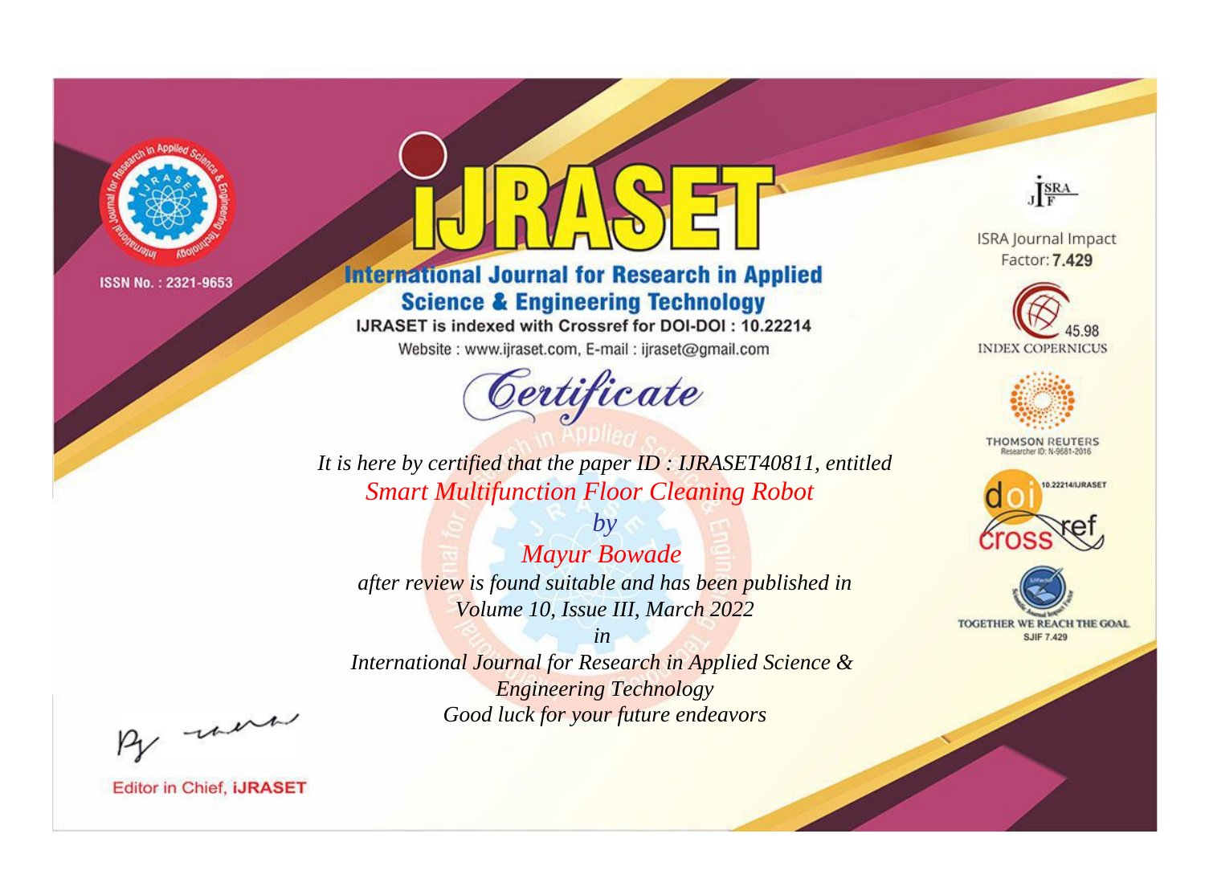ISSN No. : 2321-9653

# iJRASET

## International Journal for Research in Applied Science & Engineering Technology

IJRASET is indexed with Crossref for DOI-DOI : 10.22214

Website : www.ijraset.com, E-mail : ijraset@gmail.com

ISRA Journal Impact Factor: **7.429**

45.98 INDEX COPERNICUS

THOMSON REUTERS Researcher ID: N-9681-2016

10.22214/IJRASET

TOGETHER WE REACH THE GOAL SJIF 7.429

# *Certificate*

*It is here by certified that the paper ID : IJRASET40811, entitled*

*Smart Multifunction Floor Cleaning Robot*

*by*

*Mayur Bowade*

*after review is found suitable and has been published in*

*Volume 10, Issue III, March 2022*

*in*

*International Journal for Research in Applied Science & Engineering Technology*

*Good luck for your future endeavors*

Editor in Chief, **iJRASET**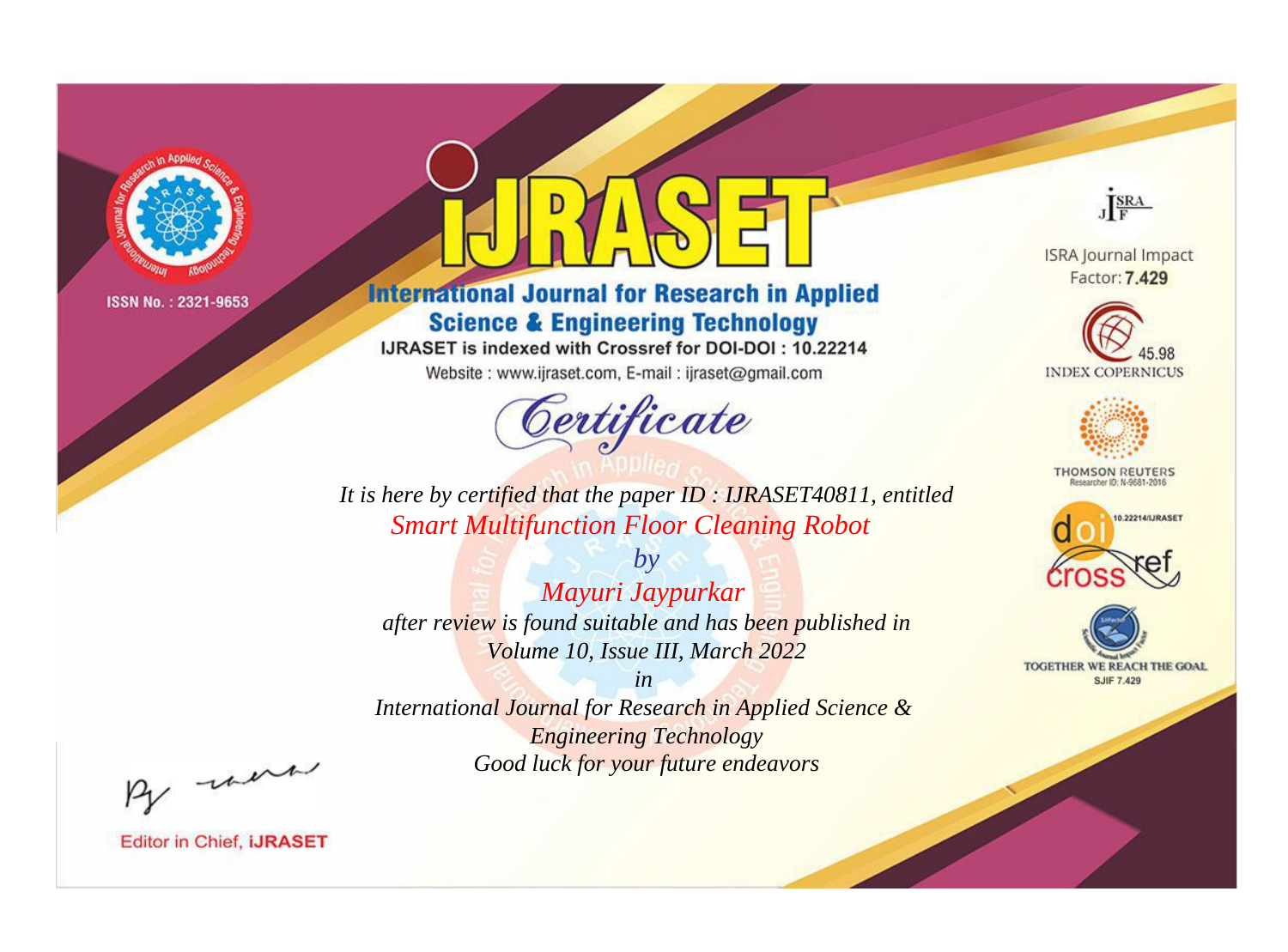ISSN No. : 2321-9653

# iJRASET

## International Journal for Research in Applied Science & Engineering Technology

IJRASET is indexed with Crossref for DOI-DOI : 10.22214

Website : www.ijraset.com, E-mail : ijraset@gmail.com

# Certificate

*It is here by certified that the paper ID : IJRASET40811, entitled*

*Smart Multifunction Floor Cleaning Robot*

*by*

*Mayuri Jaypurkar*

*after review is found suitable and has been published in*

*Volume 10, Issue III, March 2022*

*in*

*International Journal for Research in Applied Science & Engineering Technology*

*Good luck for your future endeavors*

ISRA Journal Impact Factor: **7.429**

45.98 INDEX COPERNICUS

THOMSON REUTERS Researcher ID: N-9681-2016

10.22214/IJRASET

TOGETHER WE REACH THE GOAL SJIF 7.429

Editor in Chief, **iJRASET**